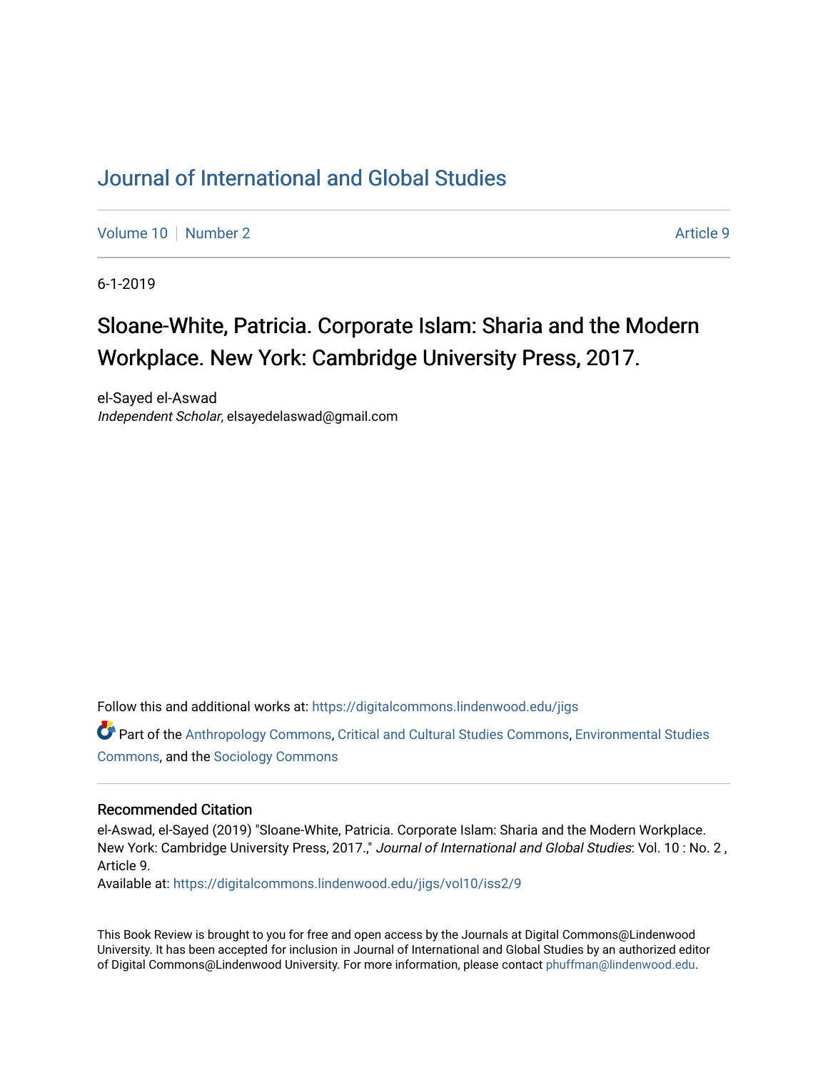# Journal of International and Global Studies

Volume 10 | Number 2 | Article 9

6-1-2019

## Sloane-White, Patricia. Corporate Islam: Sharia and the Modern Workplace. New York: Cambridge University Press, 2017.

el-Sayed el-Aswad
*Independent Scholar*, elsayedelaswad@gmail.com

Follow this and additional works at: https://digitalcommons.lindenwood.edu/jigs

Part of the Anthropology Commons, Critical and Cultural Studies Commons, Environmental Studies Commons, and the Sociology Commons

### Recommended Citation

el-Aswad, el-Sayed (2019) "Sloane-White, Patricia. Corporate Islam: Sharia and the Modern Workplace. New York: Cambridge University Press, 2017.," *Journal of International and Global Studies*: Vol. 10 : No. 2 , Article 9.
Available at: https://digitalcommons.lindenwood.edu/jigs/vol10/iss2/9

This Book Review is brought to you for free and open access by the Journals at Digital Commons@Lindenwood University. It has been accepted for inclusion in Journal of International and Global Studies by an authorized editor of Digital Commons@Lindenwood University. For more information, please contact phuffman@lindenwood.edu.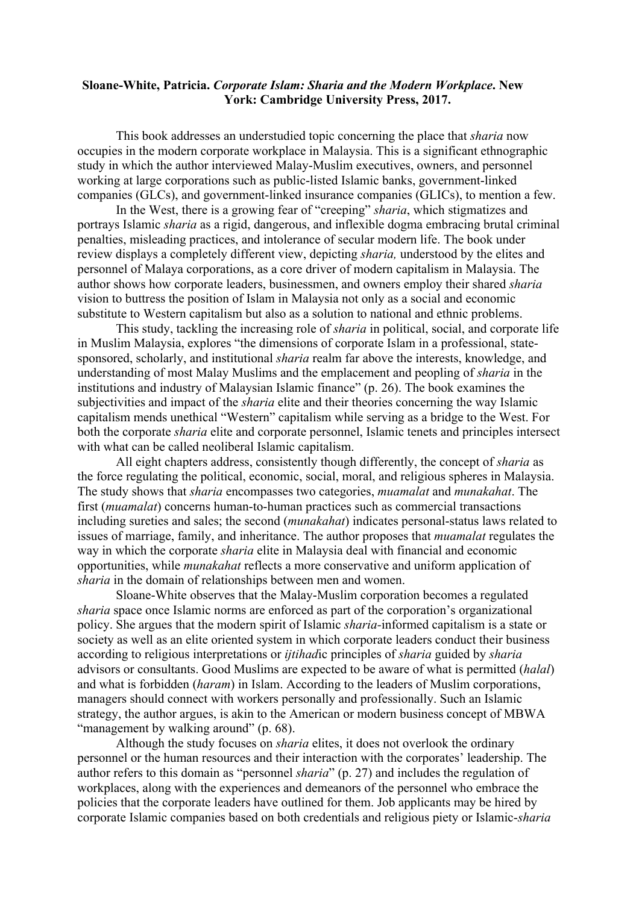**Sloane-White, Patricia. *Corporate Islam: Sharia and the Modern Workplace*. New York: Cambridge University Press, 2017.**

This book addresses an understudied topic concerning the place that *sharia* now occupies in the modern corporate workplace in Malaysia. This is a significant ethnographic study in which the author interviewed Malay-Muslim executives, owners, and personnel working at large corporations such as public-listed Islamic banks, government-linked companies (GLCs), and government-linked insurance companies (GLICs), to mention a few.

In the West, there is a growing fear of "creeping" *sharia*, which stigmatizes and portrays Islamic *sharia* as a rigid, dangerous, and inflexible dogma embracing brutal criminal penalties, misleading practices, and intolerance of secular modern life. The book under review displays a completely different view, depicting *sharia,* understood by the elites and personnel of Malaya corporations, as a core driver of modern capitalism in Malaysia. The author shows how corporate leaders, businessmen, and owners employ their shared *sharia* vision to buttress the position of Islam in Malaysia not only as a social and economic substitute to Western capitalism but also as a solution to national and ethnic problems.

This study, tackling the increasing role of *sharia* in political, social, and corporate life in Muslim Malaysia, explores "the dimensions of corporate Islam in a professional, state-sponsored, scholarly, and institutional *sharia* realm far above the interests, knowledge, and understanding of most Malay Muslims and the emplacement and peopling of *sharia* in the institutions and industry of Malaysian Islamic finance" (p. 26). The book examines the subjectivities and impact of the *sharia* elite and their theories concerning the way Islamic capitalism mends unethical "Western" capitalism while serving as a bridge to the West. For both the corporate *sharia* elite and corporate personnel, Islamic tenets and principles intersect with what can be called neoliberal Islamic capitalism.

All eight chapters address, consistently though differently, the concept of *sharia* as the force regulating the political, economic, social, moral, and religious spheres in Malaysia. The study shows that *sharia* encompasses two categories, *muamalat* and *munakahat*. The first (*muamalat*) concerns human-to-human practices such as commercial transactions including sureties and sales; the second (*munakahat*) indicates personal-status laws related to issues of marriage, family, and inheritance. The author proposes that *muamalat* regulates the way in which the corporate *sharia* elite in Malaysia deal with financial and economic opportunities, while *munakahat* reflects a more conservative and uniform application of *sharia* in the domain of relationships between men and women.

Sloane-White observes that the Malay-Muslim corporation becomes a regulated *sharia* space once Islamic norms are enforced as part of the corporation's organizational policy. She argues that the modern spirit of Islamic *sharia*-informed capitalism is a state or society as well as an elite oriented system in which corporate leaders conduct their business according to religious interpretations or *ijtihad*ic principles of *sharia* guided by *sharia* advisors or consultants. Good Muslims are expected to be aware of what is permitted (*halal*) and what is forbidden (*haram*) in Islam. According to the leaders of Muslim corporations, managers should connect with workers personally and professionally. Such an Islamic strategy, the author argues, is akin to the American or modern business concept of MBWA "management by walking around" (p. 68).

Although the study focuses on *sharia* elites, it does not overlook the ordinary personnel or the human resources and their interaction with the corporates' leadership. The author refers to this domain as "personnel *sharia*" (p. 27) and includes the regulation of workplaces, along with the experiences and demeanors of the personnel who embrace the policies that the corporate leaders have outlined for them. Job applicants may be hired by corporate Islamic companies based on both credentials and religious piety or Islamic-*sharia*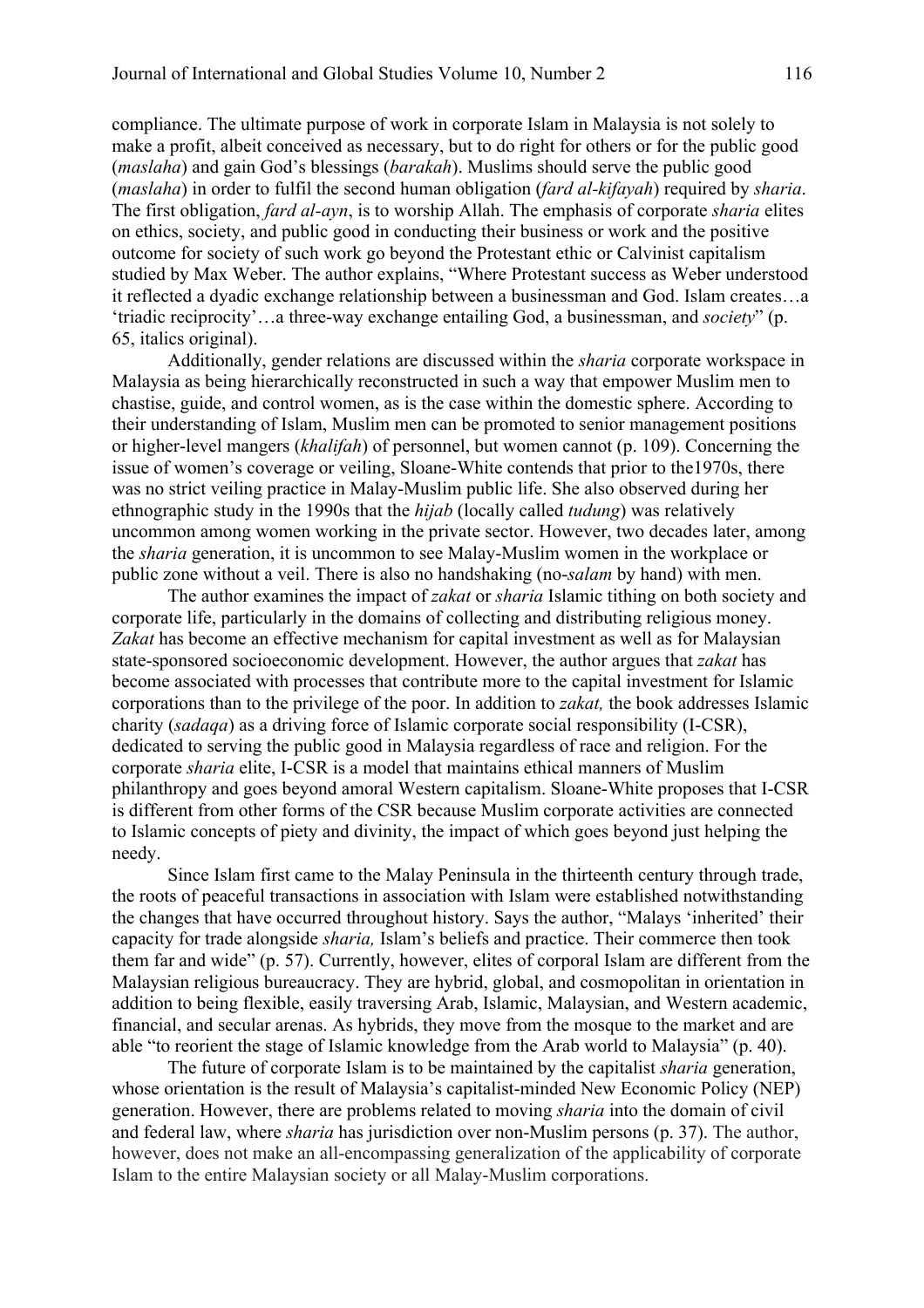compliance. The ultimate purpose of work in corporate Islam in Malaysia is not solely to make a profit, albeit conceived as necessary, but to do right for others or for the public good (*maslaha*) and gain God's blessings (*barakah*). Muslims should serve the public good (*maslaha*) in order to fulfil the second human obligation (*fard al-kifayah*) required by *sharia*. The first obligation, *fard al-ayn*, is to worship Allah. The emphasis of corporate *sharia* elites on ethics, society, and public good in conducting their business or work and the positive outcome for society of such work go beyond the Protestant ethic or Calvinist capitalism studied by Max Weber. The author explains, "Where Protestant success as Weber understood it reflected a dyadic exchange relationship between a businessman and God. Islam creates…a 'triadic reciprocity'…a three-way exchange entailing God, a businessman, and *society*" (p. 65, italics original).

Additionally, gender relations are discussed within the *sharia* corporate workspace in Malaysia as being hierarchically reconstructed in such a way that empower Muslim men to chastise, guide, and control women, as is the case within the domestic sphere. According to their understanding of Islam, Muslim men can be promoted to senior management positions or higher-level mangers (*khalifah*) of personnel, but women cannot (p. 109). Concerning the issue of women's coverage or veiling, Sloane-White contends that prior to the1970s, there was no strict veiling practice in Malay-Muslim public life. She also observed during her ethnographic study in the 1990s that the *hijab* (locally called *tudung*) was relatively uncommon among women working in the private sector. However, two decades later, among the *sharia* generation, it is uncommon to see Malay-Muslim women in the workplace or public zone without a veil. There is also no handshaking (no-*salam* by hand) with men.

The author examines the impact of *zakat* or *sharia* Islamic tithing on both society and corporate life, particularly in the domains of collecting and distributing religious money. *Zakat* has become an effective mechanism for capital investment as well as for Malaysian state-sponsored socioeconomic development. However, the author argues that *zakat* has become associated with processes that contribute more to the capital investment for Islamic corporations than to the privilege of the poor. In addition to *zakat,* the book addresses Islamic charity (*sadaqa*) as a driving force of Islamic corporate social responsibility (I-CSR), dedicated to serving the public good in Malaysia regardless of race and religion. For the corporate *sharia* elite, I-CSR is a model that maintains ethical manners of Muslim philanthropy and goes beyond amoral Western capitalism. Sloane-White proposes that I-CSR is different from other forms of the CSR because Muslim corporate activities are connected to Islamic concepts of piety and divinity, the impact of which goes beyond just helping the needy.

Since Islam first came to the Malay Peninsula in the thirteenth century through trade, the roots of peaceful transactions in association with Islam were established notwithstanding the changes that have occurred throughout history. Says the author, "Malays 'inherited' their capacity for trade alongside *sharia,* Islam's beliefs and practice. Their commerce then took them far and wide" (p. 57). Currently, however, elites of corporal Islam are different from the Malaysian religious bureaucracy. They are hybrid, global, and cosmopolitan in orientation in addition to being flexible, easily traversing Arab, Islamic, Malaysian, and Western academic, financial, and secular arenas. As hybrids, they move from the mosque to the market and are able "to reorient the stage of Islamic knowledge from the Arab world to Malaysia" (p. 40).

The future of corporate Islam is to be maintained by the capitalist *sharia* generation, whose orientation is the result of Malaysia's capitalist-minded New Economic Policy (NEP) generation. However, there are problems related to moving *sharia* into the domain of civil and federal law, where *sharia* has jurisdiction over non-Muslim persons (p. 37). The author, however, does not make an all-encompassing generalization of the applicability of corporate Islam to the entire Malaysian society or all Malay-Muslim corporations.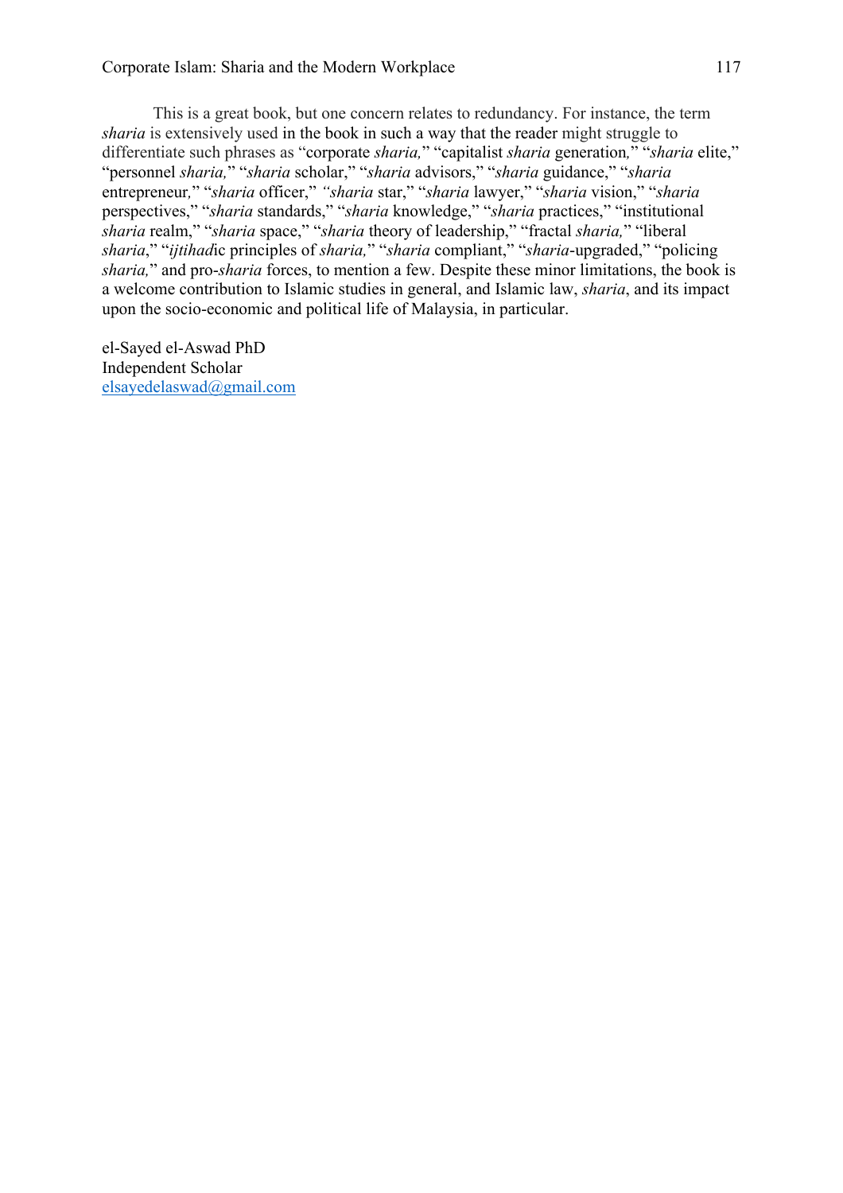This is a great book, but one concern relates to redundancy. For instance, the term *sharia* is extensively used in the book in such a way that the reader might struggle to differentiate such phrases as "corporate *sharia,*" "capitalist *sharia* generation*,*" "*sharia* elite," "personnel *sharia,*" "*sharia* scholar," "*sharia* advisors," "*sharia* guidance," "*sharia* entrepreneur*,*" "*sharia* officer," *"sharia* star," "*sharia* lawyer," "*sharia* vision," "*sharia* perspectives," "*sharia* standards," "*sharia* knowledge," "*sharia* practices," "institutional *sharia* realm," "*sharia* space," "*sharia* theory of leadership," "fractal *sharia,*" "liberal *sharia*," "*ijtihad*ic principles of *sharia,*" "*sharia* compliant," "*sharia*-upgraded," "policing *sharia,*" and pro-*sharia* forces, to mention a few. Despite these minor limitations, the book is a welcome contribution to Islamic studies in general, and Islamic law, *sharia*, and its impact upon the socio-economic and political life of Malaysia, in particular.

el-Sayed el-Aswad PhD
Independent Scholar
elsayedelaswad@gmail.com